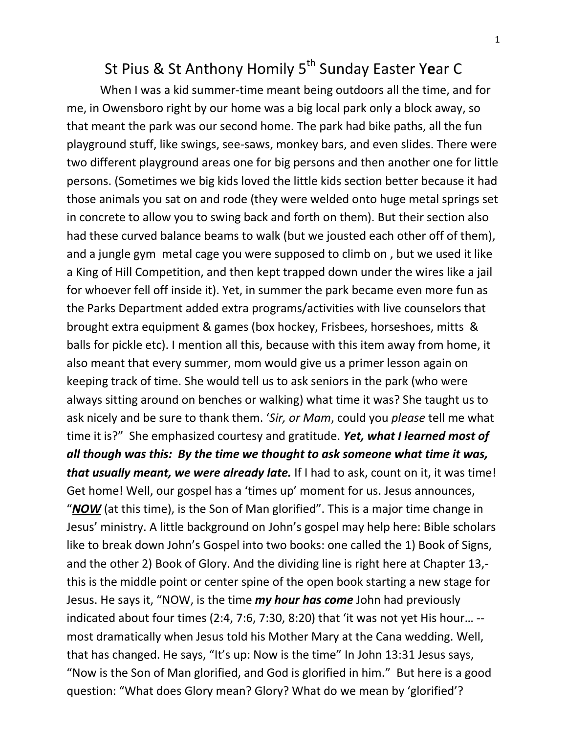# St Pius & St Anthony Homily 5th Sunday Easter Y**e**ar C

When I was a kid summer-time meant being outdoors all the time, and for me, in Owensboro right by our home was a big local park only a block away, so that meant the park was our second home. The park had bike paths, all the fun playground stuff, like swings, see-saws, monkey bars, and even slides. There were two different playground areas one for big persons and then another one for little persons. (Sometimes we big kids loved the little kids section better because it had those animals you sat on and rode (they were welded onto huge metal springs set in concrete to allow you to swing back and forth on them). But their section also had these curved balance beams to walk (but we jousted each other off of them), and a jungle gym metal cage you were supposed to climb on , but we used it like a King of Hill Competition, and then kept trapped down under the wires like a jail for whoever fell off inside it). Yet, in summer the park became even more fun as the Parks Department added extra programs/activities with live counselors that brought extra equipment & games (box hockey, Frisbees, horseshoes, mitts & balls for pickle etc). I mention all this, because with this item away from home, it also meant that every summer, mom would give us a primer lesson again on keeping track of time. She would tell us to ask seniors in the park (who were always sitting around on benches or walking) what time it was? She taught us to ask nicely and be sure to thank them. '*Sir, or Mam*, could you *please* tell me what time it is?" She emphasized courtesy and gratitude. ***Yet, what I learned most of all though was this: By the time we thought to ask someone what time it was, that usually meant, we were already late.*** If I had to ask, count on it, it was time! Get home! Well, our gospel has a 'times up' moment for us. Jesus announces, "***<u>NOW</u>*** (at this time), is the Son of Man glorified". This is a major time change in Jesus' ministry. A little background on John's gospel may help here: Bible scholars like to break down John's Gospel into two books: one called the 1) Book of Signs, and the other 2) Book of Glory. And the dividing line is right here at Chapter 13,- this is the middle point or center spine of the open book starting a new stage for Jesus. He says it, "<u>NOW,</u> is the time ***<u>my hour has come</u>*** John had previously indicated about four times (2:4, 7:6, 7:30, 8:20) that 'it was not yet His hour… -- most dramatically when Jesus told his Mother Mary at the Cana wedding. Well, that has changed. He says, "It's up: Now is the time" In John 13:31 Jesus says, "Now is the Son of Man glorified, and God is glorified in him." But here is a good question: "What does Glory mean? Glory? What do we mean by 'glorified'?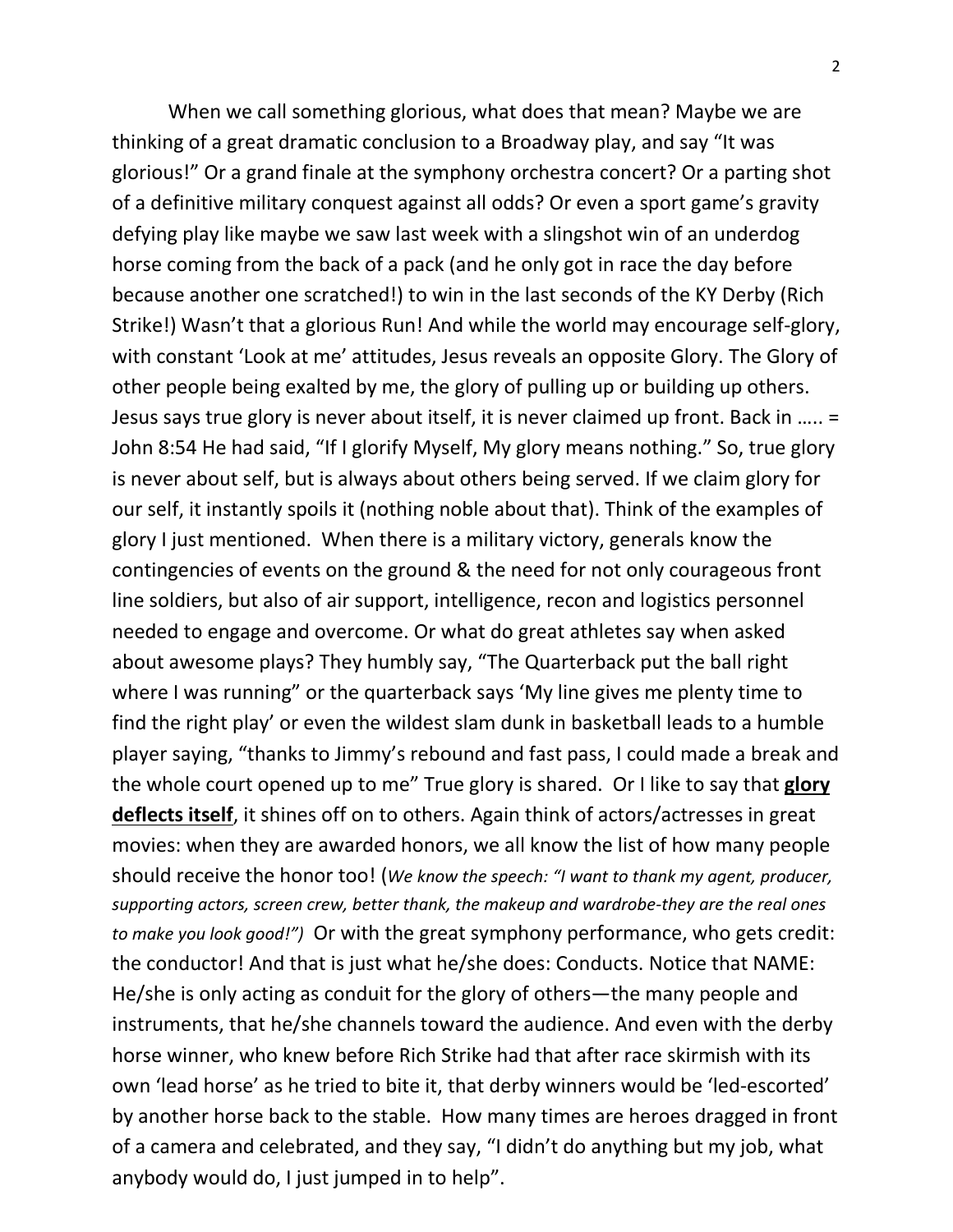When we call something glorious, what does that mean? Maybe we are thinking of a great dramatic conclusion to a Broadway play, and say "It was glorious!" Or a grand finale at the symphony orchestra concert? Or a parting shot of a definitive military conquest against all odds? Or even a sport game's gravity defying play like maybe we saw last week with a slingshot win of an underdog horse coming from the back of a pack (and he only got in race the day before because another one scratched!) to win in the last seconds of the KY Derby (Rich Strike!) Wasn't that a glorious Run! And while the world may encourage self-glory, with constant 'Look at me' attitudes, Jesus reveals an opposite Glory. The Glory of other people being exalted by me, the glory of pulling up or building up others. Jesus says true glory is never about itself, it is never claimed up front. Back in ….. = John 8:54 He had said, "If I glorify Myself, My glory means nothing." So, true glory is never about self, but is always about others being served. If we claim glory for our self, it instantly spoils it (nothing noble about that). Think of the examples of glory I just mentioned. When there is a military victory, generals know the contingencies of events on the ground & the need for not only courageous front line soldiers, but also of air support, intelligence, recon and logistics personnel needed to engage and overcome. Or what do great athletes say when asked about awesome plays? They humbly say, "The Quarterback put the ball right where I was running" or the quarterback says 'My line gives me plenty time to find the right play' or even the wildest slam dunk in basketball leads to a humble player saying, "thanks to Jimmy's rebound and fast pass, I could made a break and the whole court opened up to me" True glory is shared. Or I like to say that **<u>glory deflects itself</u>**, it shines off on to others. Again think of actors/actresses in great movies: when they are awarded honors, we all know the list of how many people should receive the honor too! (*We know the speech: "I want to thank my agent, producer, supporting actors, screen crew, better thank, the makeup and wardrobe-they are the real ones to make you look good!")* Or with the great symphony performance, who gets credit: the conductor! And that is just what he/she does: Conducts. Notice that NAME: He/she is only acting as conduit for the glory of others—the many people and instruments, that he/she channels toward the audience. And even with the derby horse winner, who knew before Rich Strike had that after race skirmish with its own 'lead horse' as he tried to bite it, that derby winners would be 'led-escorted' by another horse back to the stable. How many times are heroes dragged in front of a camera and celebrated, and they say, "I didn't do anything but my job, what anybody would do, I just jumped in to help".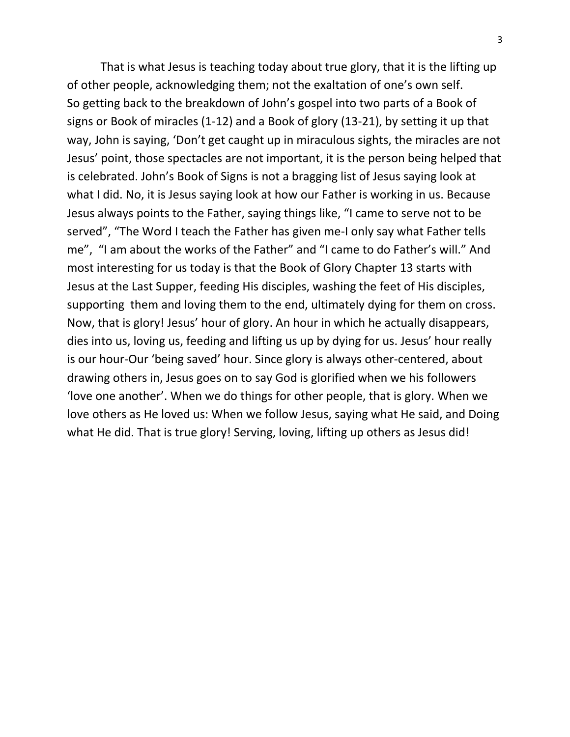That is what Jesus is teaching today about true glory, that it is the lifting up of other people, acknowledging them; not the exaltation of one's own self.
So getting back to the breakdown of John's gospel into two parts of a Book of signs or Book of miracles (1-12) and a Book of glory (13-21), by setting it up that way, John is saying, 'Don't get caught up in miraculous sights, the miracles are not Jesus' point, those spectacles are not important, it is the person being helped that is celebrated. John's Book of Signs is not a bragging list of Jesus saying look at what I did. No, it is Jesus saying look at how our Father is working in us. Because Jesus always points to the Father, saying things like, "I came to serve not to be served", "The Word I teach the Father has given me-I only say what Father tells me", "I am about the works of the Father" and "I came to do Father's will." And most interesting for us today is that the Book of Glory Chapter 13 starts with Jesus at the Last Supper, feeding His disciples, washing the feet of His disciples, supporting them and loving them to the end, ultimately dying for them on cross. Now, that is glory! Jesus' hour of glory. An hour in which he actually disappears, dies into us, loving us, feeding and lifting us up by dying for us. Jesus' hour really is our hour-Our 'being saved' hour. Since glory is always other-centered, about drawing others in, Jesus goes on to say God is glorified when we his followers 'love one another'. When we do things for other people, that is glory. When we love others as He loved us: When we follow Jesus, saying what He said, and Doing what He did. That is true glory! Serving, loving, lifting up others as Jesus did!